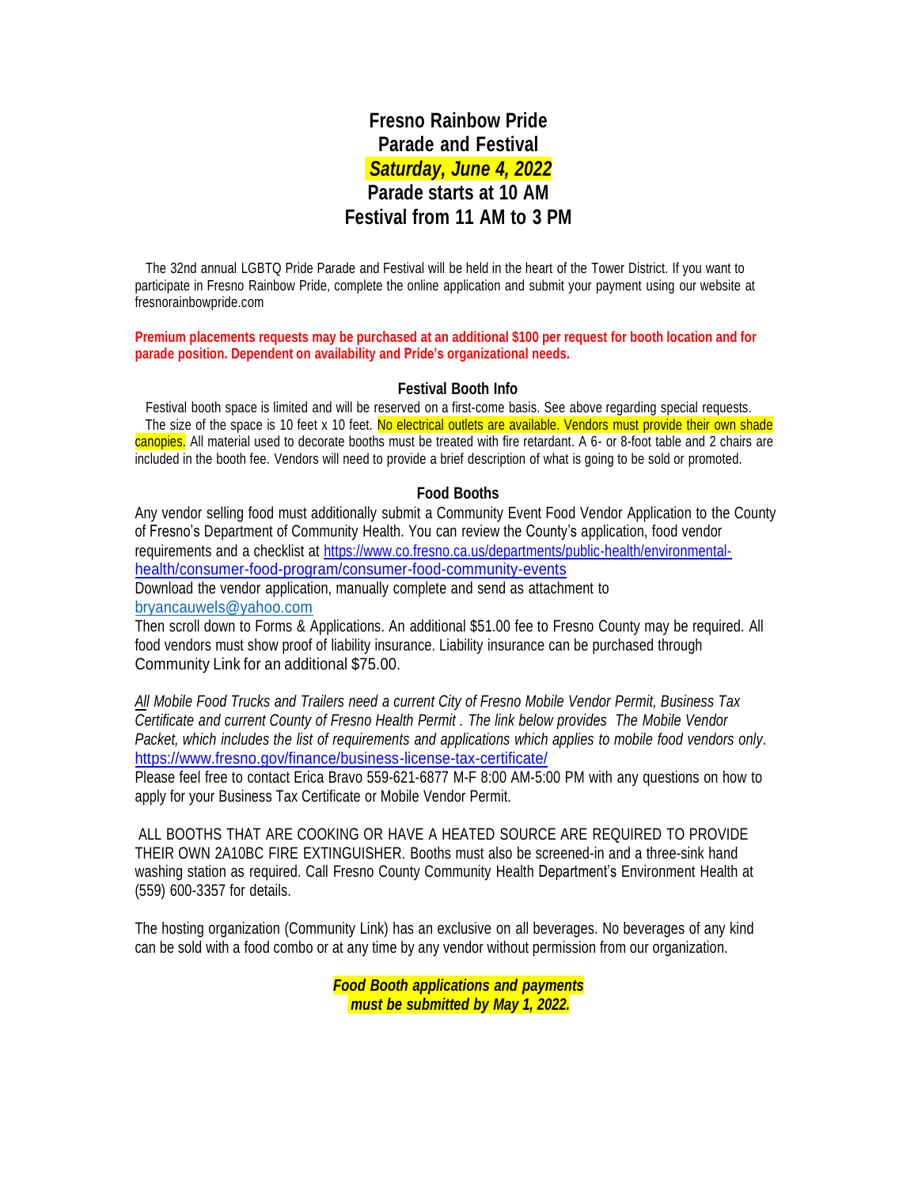# Fresno Rainbow Pride
# Parade and Festival
# *Saturday, June 4, 2022*
# Parade starts at 10 AM
# Festival from 11 AM to 3 PM

The 32nd annual LGBTQ Pride Parade and Festival will be held in the heart of the Tower District. If you want to participate in Fresno Rainbow Pride, complete the online application and submit your payment using our website at fresnorainbowpride.com

**Premium placements requests may be purchased at an additional $100 per request for booth location and for parade position. Dependent on availability and Pride's organizational needs.**

### Festival Booth Info

Festival booth space is limited and will be reserved on a first-come basis. See above regarding special requests. The size of the space is 10 feet x 10 feet. No electrical outlets are available. Vendors must provide their own shade canopies. All material used to decorate booths must be treated with fire retardant. A 6- or 8-foot table and 2 chairs are included in the booth fee. Vendors will need to provide a brief description of what is going to be sold or promoted.

### Food Booths

Any vendor selling food must additionally submit a Community Event Food Vendor Application to the County of Fresno's Department of Community Health. You can review the County's application, food vendor requirements and a checklist at https://www.co.fresno.ca.us/departments/public-health/environmental-health/consumer-food-program/consumer-food-community-events
Download the vendor application, manually complete and send as attachment to bryancauwels@yahoo.com
Then scroll down to Forms & Applications. An additional $51.00 fee to Fresno County may be required. All food vendors must show proof of liability insurance. Liability insurance can be purchased through Community Link for an additional $75.00.

*All Mobile Food Trucks and Trailers need a current City of Fresno Mobile Vendor Permit, Business Tax Certificate and current County of Fresno Health Permit . The link below provides The Mobile Vendor Packet, which includes the list of requirements and applications which applies to mobile food vendors only.*
https://www.fresno.gov/finance/business-license-tax-certificate/
Please feel free to contact Erica Bravo 559-621-6877 M-F 8:00 AM-5:00 PM with any questions on how to apply for your Business Tax Certificate or Mobile Vendor Permit.

ALL BOOTHS THAT ARE COOKING OR HAVE A HEATED SOURCE ARE REQUIRED TO PROVIDE THEIR OWN 2A10BC FIRE EXTINGUISHER. Booths must also be screened-in and a three-sink hand washing station as required. Call Fresno County Community Health Department's Environment Health at (559) 600-3357 for details.

The hosting organization (Community Link) has an exclusive on all beverages. No beverages of any kind can be sold with a food combo or at any time by any vendor without permission from our organization.

***Food Booth applications and payments must be submitted by May 1, 2022.***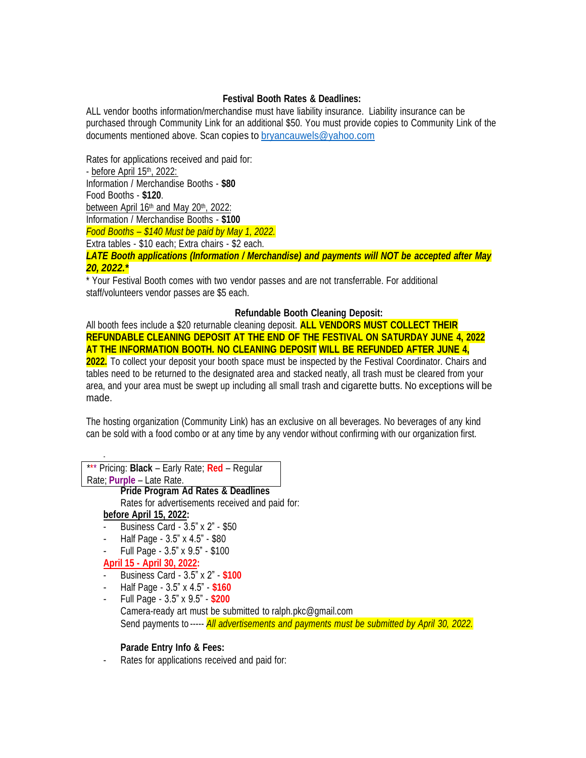**Festival Booth Rates & Deadlines:**

ALL vendor booths information/merchandise must have liability insurance. Liability insurance can be purchased through Community Link for an additional $50. You must provide copies to Community Link of the documents mentioned above. Scan copies to bryancauwels@yahoo.com

Rates for applications received and paid for:

- before April 15th, 2022:

Information / Merchandise Booths - **$80**

Food Booths - **$120**.

between April 16th and May 20th, 2022:

Information / Merchandise Booths - **$100**

*Food Booths – $140 Must be paid by May 1, 2022.*

Extra tables - $10 each; Extra chairs - $2 each.

***LATE Booth applications (Information / Merchandise) and payments will NOT be accepted after May 20, 2022.****

* Your Festival Booth comes with two vendor passes and are not transferrable. For additional staff/volunteers vendor passes are $5 each.

**Refundable Booth Cleaning Deposit:**

All booth fees include a $20 returnable cleaning deposit. **ALL VENDORS MUST COLLECT THEIR REFUNDABLE CLEANING DEPOSIT AT THE END OF THE FESTIVAL ON SATURDAY JUNE 4, 2022 AT THE INFORMATION BOOTH. NO CLEANING DEPOSIT WILL BE REFUNDED AFTER JUNE 4, 2022.** To collect your deposit your booth space must be inspected by the Festival Coordinator. Chairs and tables need to be returned to the designated area and stacked neatly, all trash must be cleared from your area, and your area must be swept up including all small trash and cigarette butts. No exceptions will be made.

The hosting organization (Community Link) has an exclusive on all beverages. No beverages of any kind can be sold with a food combo or at any time by any vendor without confirming with our organization first.

*** Pricing: **Black** – Early Rate; **Red** – Regular Rate; **Purple** – Late Rate.

**Pride Program Ad Rates & Deadlines**

Rates for advertisements received and paid for:

**before April 15, 2022:**

- Business Card - 3.5" x 2" - $50
- Half Page - 3.5" x 4.5" - $80
- Full Page - 3.5" x 9.5" - $100

**April 15 - April 30, 2022:**

- Business Card - 3.5" x 2" - **$100**
- Half Page - 3.5" x 4.5" - **$160**
- Full Page - 3.5" x 9.5" - **$200**

Camera-ready art must be submitted to ralph.pkc@gmail.com

Send payments to ----- *All advertisements and payments must be submitted by April 30, 2022.*

**Parade Entry Info & Fees:**

- Rates for applications received and paid for: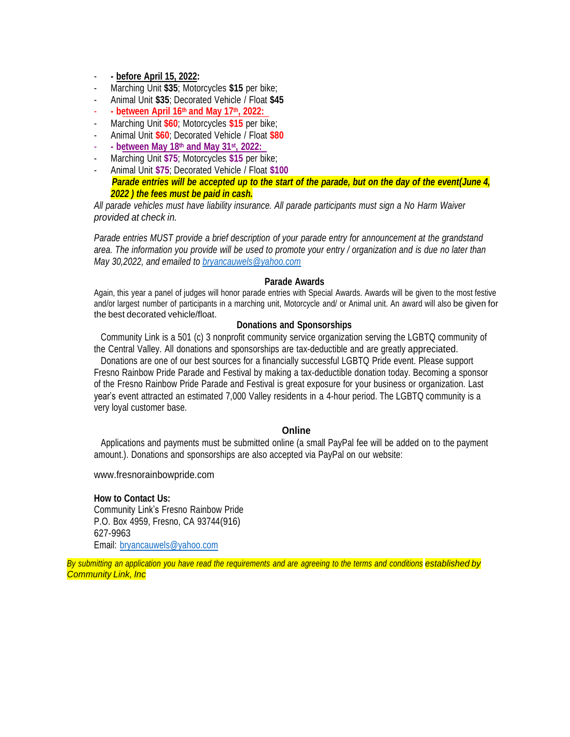- **- before April 15, 2022:**
- Marching Unit **$35**; Motorcycles **$15** per bike;
- Animal Unit **$35**; Decorated Vehicle / Float **$45**
- **- between April 16th and May 17th, 2022:**
- Marching Unit **$60**; Motorcycles **$15** per bike;
- Animal Unit **$60**; Decorated Vehicle / Float **$80**
- **- between May 18th and May 31st, 2022:**
- Marching Unit **$75**; Motorcycles **$15** per bike;
- Animal Unit **$75**; Decorated Vehicle / Float **$100**

***Parade entries will be accepted up to the start of the parade, but on the day of the event(June 4, 2022 ) the fees must be paid in cash.***

*All parade vehicles must have liability insurance. All parade participants must sign a No Harm Waiver provided at check in.*

*Parade entries MUST provide a brief description of your parade entry for announcement at the grandstand area. The information you provide will be used to promote your entry / organization and is due no later than May 30,2022, and emailed to bryancauwels@yahoo.com*

**Parade Awards**

Again, this year a panel of judges will honor parade entries with Special Awards. Awards will be given to the most festive and/or largest number of participants in a marching unit, Motorcycle and/ or Animal unit. An award will also be given for the best decorated vehicle/float.

**Donations and Sponsorships**

Community Link is a 501 (c) 3 nonprofit community service organization serving the LGBTQ community of the Central Valley. All donations and sponsorships are tax-deductible and are greatly appreciated.

Donations are one of our best sources for a financially successful LGBTQ Pride event. Please support Fresno Rainbow Pride Parade and Festival by making a tax-deductible donation today. Becoming a sponsor of the Fresno Rainbow Pride Parade and Festival is great exposure for your business or organization. Last year's event attracted an estimated 7,000 Valley residents in a 4-hour period. The LGBTQ community is a very loyal customer base.

**Online**

Applications and payments must be submitted online (a small PayPal fee will be added on to the payment amount.). Donations and sponsorships are also accepted via PayPal on our website:

www.fresnorainbowpride.com

**How to Contact Us:**
Community Link's Fresno Rainbow Pride
P.O. Box 4959, Fresno, CA 93744(916)
627-9963
Email: bryancauwels@yahoo.com

*By submitting an application you have read the requirements and are agreeing to the terms and conditions established by Community Link, Inc*